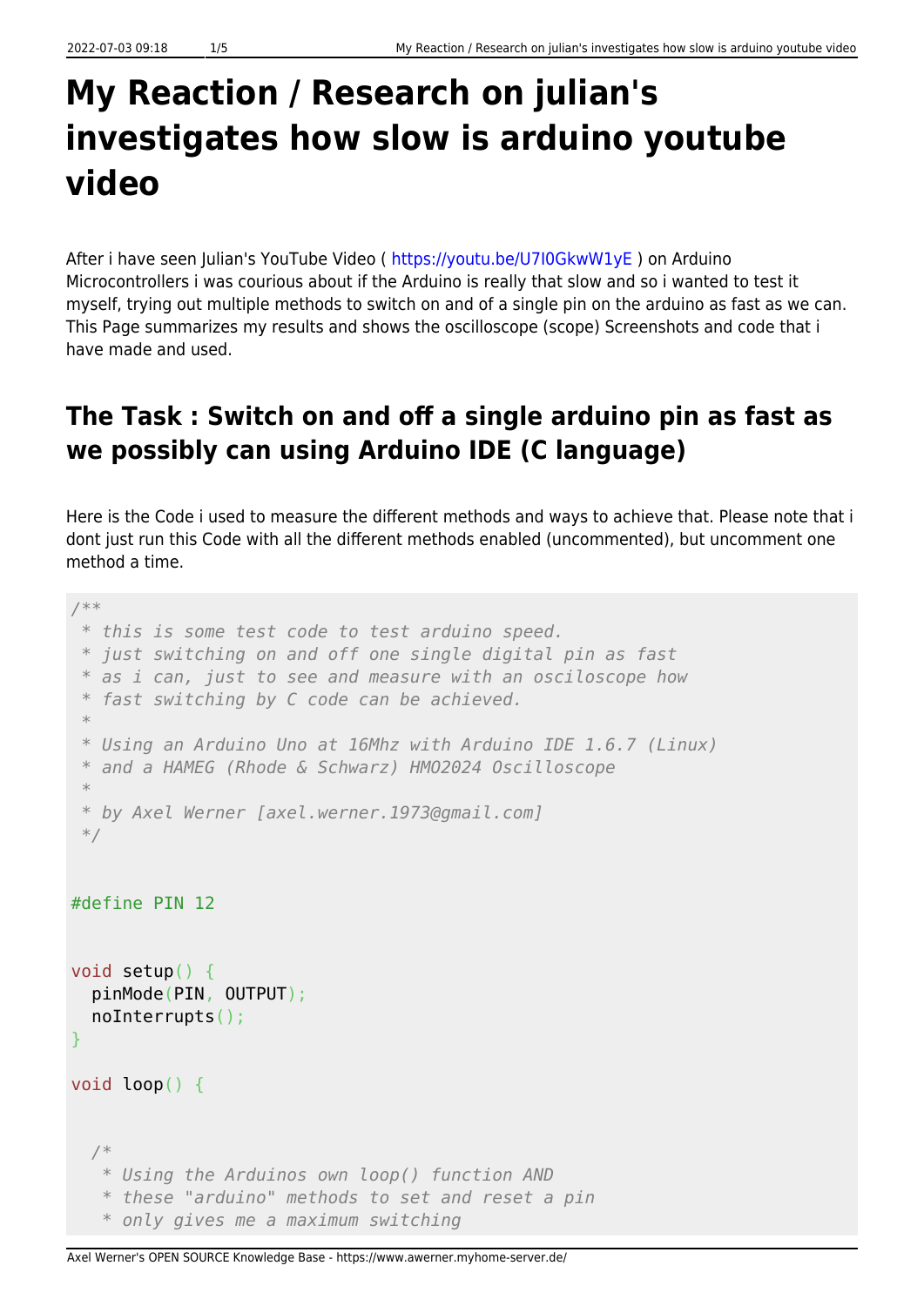# My Reaction / Research on julian's investigates how slow is arduino youtube video

After i have seen Julian's YouTube Video ( https://youtu.be/U7I0GkwW1yE ) on Arduino Microcontrollers i was courious about if the Arduino is really that slow and so i wanted to test it myself, trying out multiple methods to switch on and of a single pin on the arduino as fast as we can. This Page summarizes my results and shows the oscilloscope (scope) Screenshots and code that i have made and used.

## The Task : Switch on and off a single arduino pin as fast as we possibly can using Arduino IDE (C language)

Here is the Code i used to measure the different methods and ways to achieve that. Please note that i dont just run this Code with all the different methods enabled (uncommented), but uncomment one method a time.

```
/**
 * this is some test code to test arduino speed.
 * just switching on and off one single digital pin as fast
 * as i can, just to see and measure with an osciloscope how
 * fast switching by C code can be achieved.
 *
 * Using an Arduino Uno at 16Mhz with Arduino IDE 1.6.7 (Linux)
 * and a HAMEG (Rhode & Schwarz) HMO2024 Oscilloscope
 *
 * by Axel Werner [axel.werner.1973@gmail.com]
 */


#define PIN 12


void setup() {
  pinMode(PIN, OUTPUT);
  noInterrupts();
}

void loop() {


  /*
   * Using the Arduinos own loop() function AND
   * these "arduino" methods to set and reset a pin
   * only gives me a maximum switching
```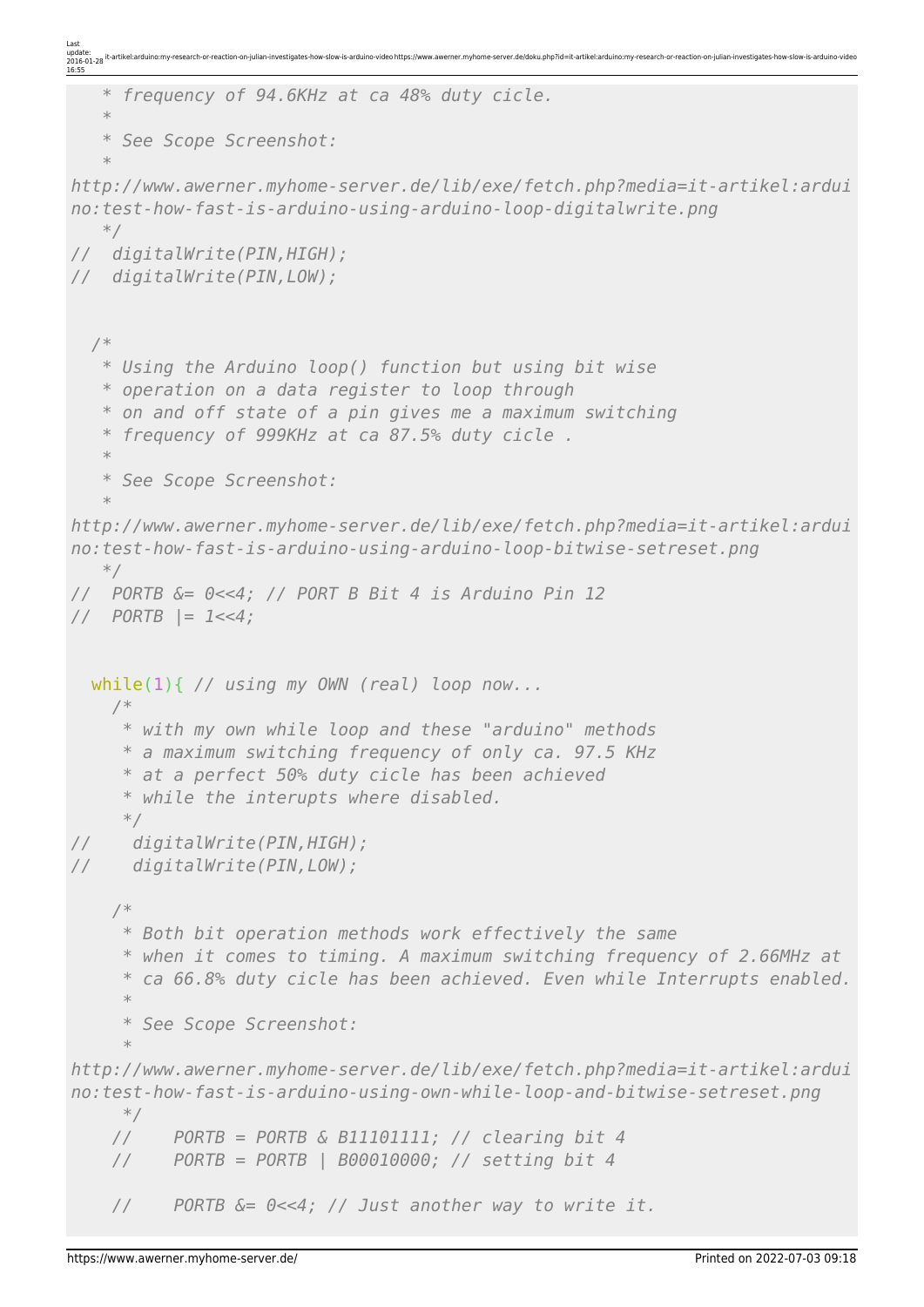```
   * frequency of 94.6KHz at ca 48% duty cicle.
   *
   * See Scope Screenshot:
   *
http://www.awerner.myhome-server.de/lib/exe/fetch.php?media=it-artikel:arduino:test-how-fast-is-arduino-using-arduino-loop-digitalwrite.png
   */
//  digitalWrite(PIN,HIGH);
//  digitalWrite(PIN,LOW);


  /*
   * Using the Arduino loop() function but using bit wise
   * operation on a data register to loop through
   * on and off state of a pin gives me a maximum switching
   * frequency of 999KHz at ca 87.5% duty cicle .
   *
   * See Scope Screenshot:
   *
http://www.awerner.myhome-server.de/lib/exe/fetch.php?media=it-artikel:arduino:test-how-fast-is-arduino-using-arduino-loop-bitwise-setreset.png
   */
//  PORTB &= 0<<4; // PORT B Bit 4 is Arduino Pin 12
//  PORTB |= 1<<4;


  while(1){ // using my OWN (real) loop now...
    /*
     * with my own while loop and these "arduino" methods
     * a maximum switching frequency of only ca. 97.5 KHz
     * at a perfect 50% duty cicle has been achieved
     * while the interupts where disabled.
     */
//    digitalWrite(PIN,HIGH);
//    digitalWrite(PIN,LOW);

    /*
     * Both bit operation methods work effectively the same
     * when it comes to timing. A maximum switching frequency of 2.66MHz at
     * ca 66.8% duty cicle has been achieved. Even while Interrupts enabled.
     *
     * See Scope Screenshot:
     *
http://www.awerner.myhome-server.de/lib/exe/fetch.php?media=it-artikel:arduino:test-how-fast-is-arduino-using-own-while-loop-and-bitwise-setreset.png
     */
    //    PORTB = PORTB & B11101111; // clearing bit 4
    //    PORTB = PORTB | B00010000; // setting bit 4

    //    PORTB &= 0<<4; // Just another way to write it.
```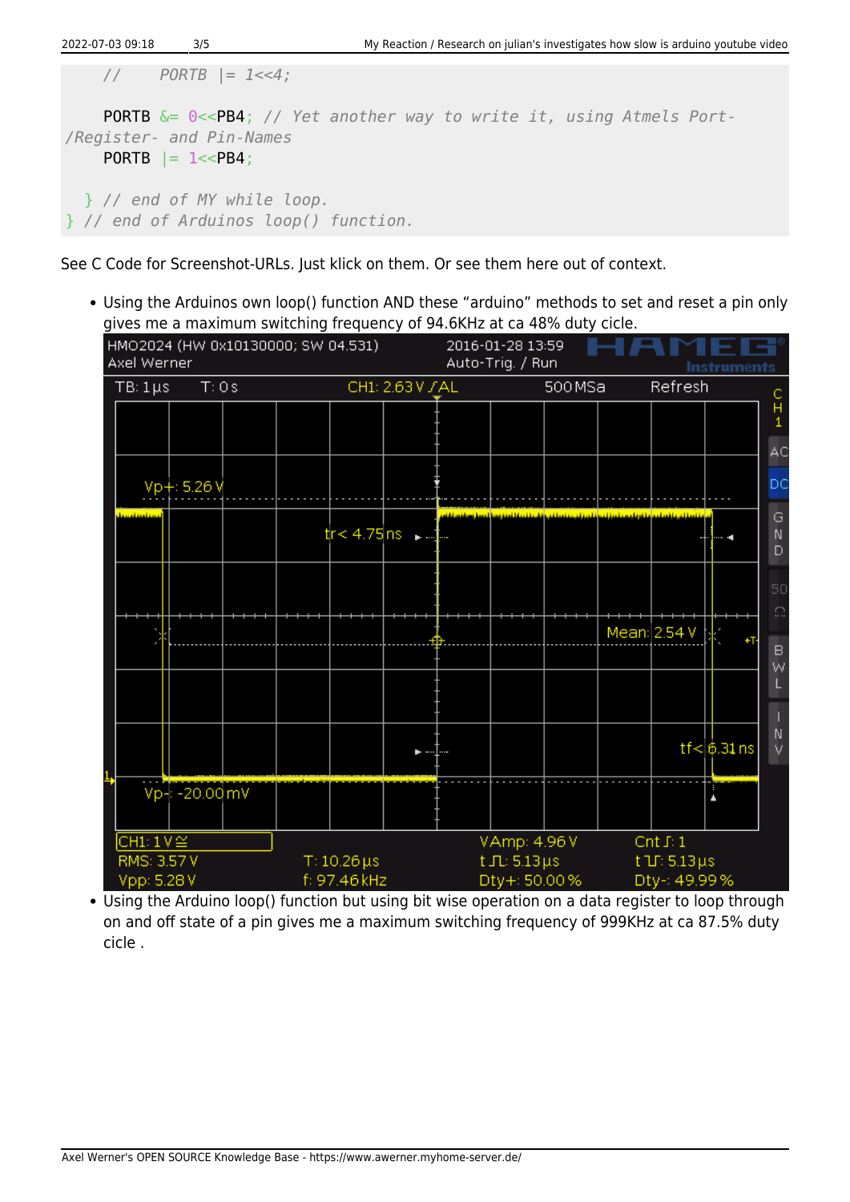```
//    PORTB |= 1<<4;

    PORTB &= 0<<PB4; // Yet another way to write it, using Atmels Port-
/Register- and Pin-Names
    PORTB |= 1<<PB4;

  } // end of MY while loop.
} // end of Arduinos loop() function.
```

See C Code for Screenshot-URLs. Just klick on them. Or see them here out of context.

- Using the Arduinos own loop() function AND these "arduino" methods to set and reset a pin only gives me a maximum switching frequency of 94.6KHz at ca 48% duty cicle.
- Using the Arduino loop() function but using bit wise operation on a data register to loop through on and off state of a pin gives me a maximum switching frequency of 999KHz at ca 87.5% duty cicle .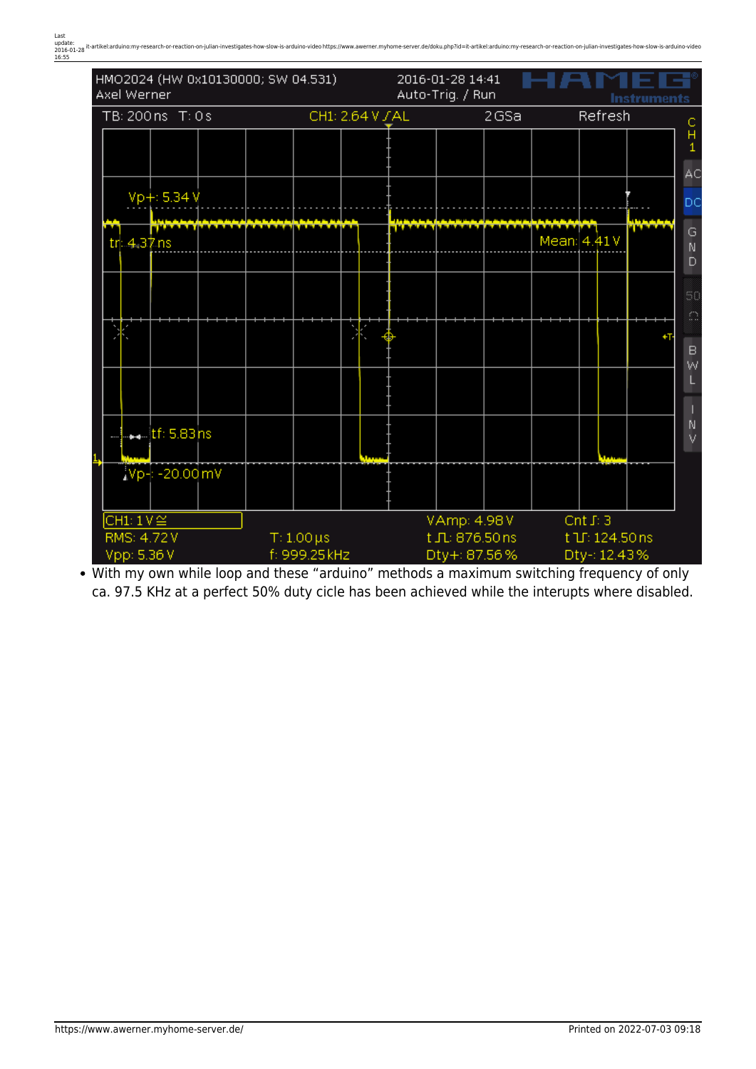- With my own while loop and these “arduino” methods a maximum switching frequency of only ca. 97.5 KHz at a perfect 50% duty cicle has been achieved while the interupts where disabled.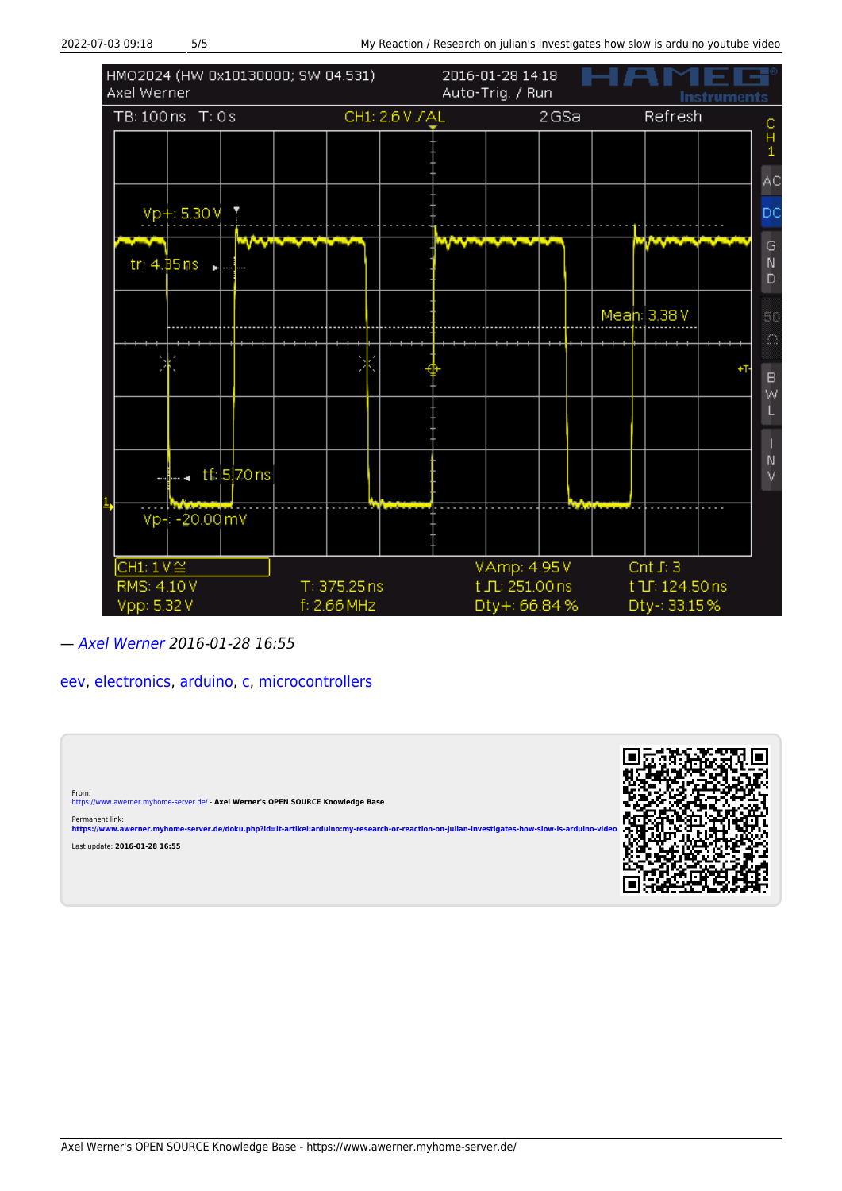HMO2024 (HW 0x10130000; SW 04.531)
Axel Werner
2016-01-28 14:18
Auto-Trig. / Run
HAMEG Instruments
TB: 100ns T: 0s
CH1: 2.6 V /AL
2GSa
Refresh
Vp+: 5.30 V
tr: 4.35ns
Mean: 3.38 V
tf: 5.70ns
Vp-: -20.00mV
CH1: 1 V ≅
RMS: 4.10 V
Vpp: 5.32 V
T: 375.25ns
f: 2.66MHz
VAmp: 4.95 V
t ⎍: 251.00ns
Dty+: 66.84 %
Cnt ⎍: 3
t ⎎: 124.50ns
Dty-: 33.15 %
CH1
AC
DC
GND
50 Ω
BWL
INV

— *Axel Werner 2016-01-28 16:55*

eev, electronics, arduino, c, microcontrollers

From:
https://www.awerner.myhome-server.de/ - **Axel Werner's OPEN SOURCE Knowledge Base**

Permanent link:
**https://www.awerner.myhome-server.de/doku.php?id=it-artikel:arduino:my-research-or-reaction-on-julian-investigates-how-slow-is-arduino-video**

Last update: **2016-01-28 16:55**